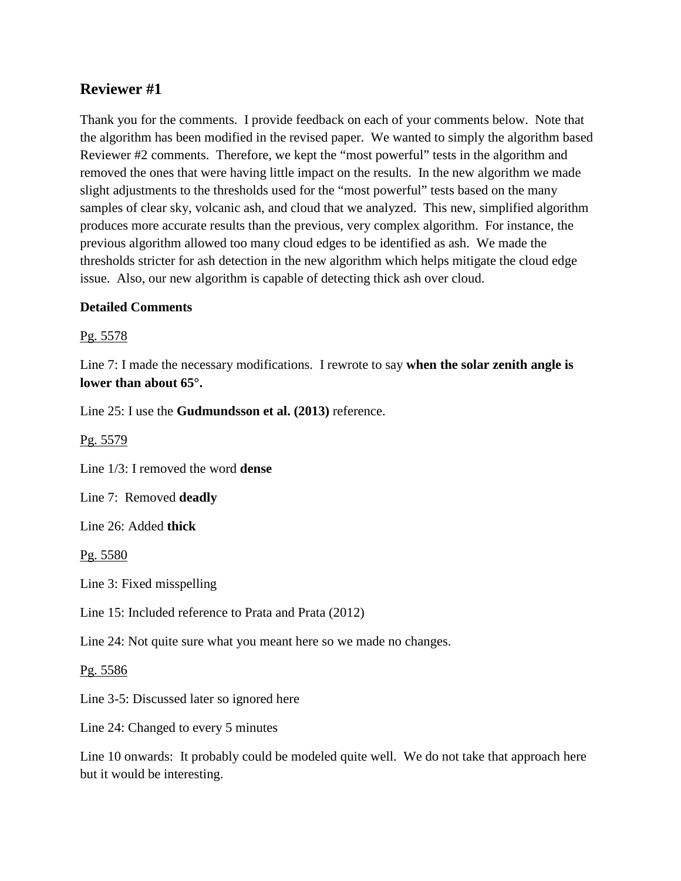## Reviewer #1

Thank you for the comments. I provide feedback on each of your comments below. Note that the algorithm has been modified in the revised paper. We wanted to simply the algorithm based Reviewer #2 comments. Therefore, we kept the "most powerful" tests in the algorithm and removed the ones that were having little impact on the results. In the new algorithm we made slight adjustments to the thresholds used for the "most powerful" tests based on the many samples of clear sky, volcanic ash, and cloud that we analyzed. This new, simplified algorithm produces more accurate results than the previous, very complex algorithm. For instance, the previous algorithm allowed too many cloud edges to be identified as ash. We made the thresholds stricter for ash detection in the new algorithm which helps mitigate the cloud edge issue. Also, our new algorithm is capable of detecting thick ash over cloud.

**Detailed Comments**

<u>Pg. 5578</u>

Line 7: I made the necessary modifications. I rewrote to say **when the solar zenith angle is lower than about 65°.**

Line 25: I use the **Gudmundsson et al. (2013)** reference.

<u>Pg. 5579</u>

Line 1/3: I removed the word **dense**

Line 7: Removed **deadly**

Line 26: Added **thick**

<u>Pg. 5580</u>

Line 3: Fixed misspelling

Line 15: Included reference to Prata and Prata (2012)

Line 24: Not quite sure what you meant here so we made no changes.

<u>Pg. 5586</u>

Line 3-5: Discussed later so ignored here

Line 24: Changed to every 5 minutes

Line 10 onwards: It probably could be modeled quite well. We do not take that approach here but it would be interesting.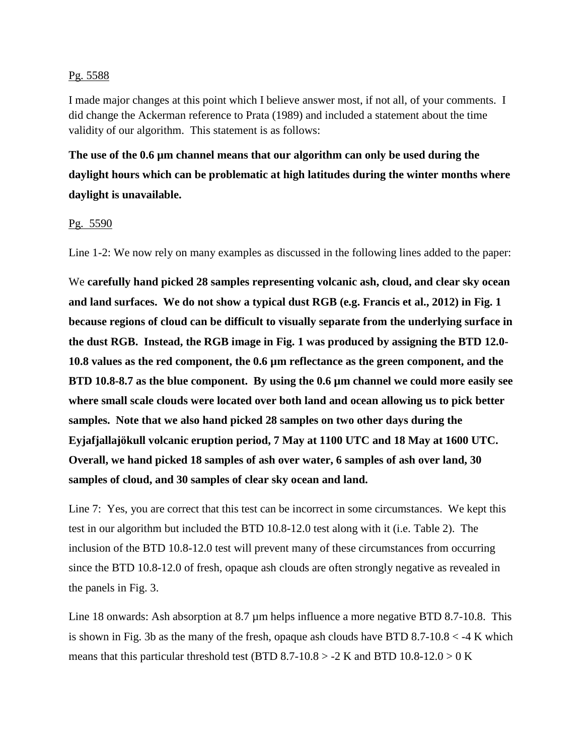Pg. 5588

I made major changes at this point which I believe answer most, if not all, of your comments. I did change the Ackerman reference to Prata (1989) and included a statement about the time validity of our algorithm. This statement is as follows:

**The use of the 0.6 µm channel means that our algorithm can only be used during the daylight hours which can be problematic at high latitudes during the winter months where daylight is unavailable.**

Pg. 5590

Line 1-2: We now rely on many examples as discussed in the following lines added to the paper:

We **carefully hand picked 28 samples representing volcanic ash, cloud, and clear sky ocean and land surfaces. We do not show a typical dust RGB (e.g. Francis et al., 2012) in Fig. 1 because regions of cloud can be difficult to visually separate from the underlying surface in the dust RGB. Instead, the RGB image in Fig. 1 was produced by assigning the BTD 12.0-10.8 values as the red component, the 0.6 µm reflectance as the green component, and the BTD 10.8-8.7 as the blue component. By using the 0.6 µm channel we could more easily see where small scale clouds were located over both land and ocean allowing us to pick better samples. Note that we also hand picked 28 samples on two other days during the Eyjafjallajökull volcanic eruption period, 7 May at 1100 UTC and 18 May at 1600 UTC. Overall, we hand picked 18 samples of ash over water, 6 samples of ash over land, 30 samples of cloud, and 30 samples of clear sky ocean and land.**

Line 7: Yes, you are correct that this test can be incorrect in some circumstances. We kept this test in our algorithm but included the BTD 10.8-12.0 test along with it (i.e. Table 2). The inclusion of the BTD 10.8-12.0 test will prevent many of these circumstances from occurring since the BTD 10.8-12.0 of fresh, opaque ash clouds are often strongly negative as revealed in the panels in Fig. 3.

Line 18 onwards: Ash absorption at 8.7 µm helps influence a more negative BTD 8.7-10.8. This is shown in Fig. 3b as the many of the fresh, opaque ash clouds have BTD 8.7-10.8 < -4 K which means that this particular threshold test (BTD 8.7-10.8 > -2 K and BTD 10.8-12.0 > 0 K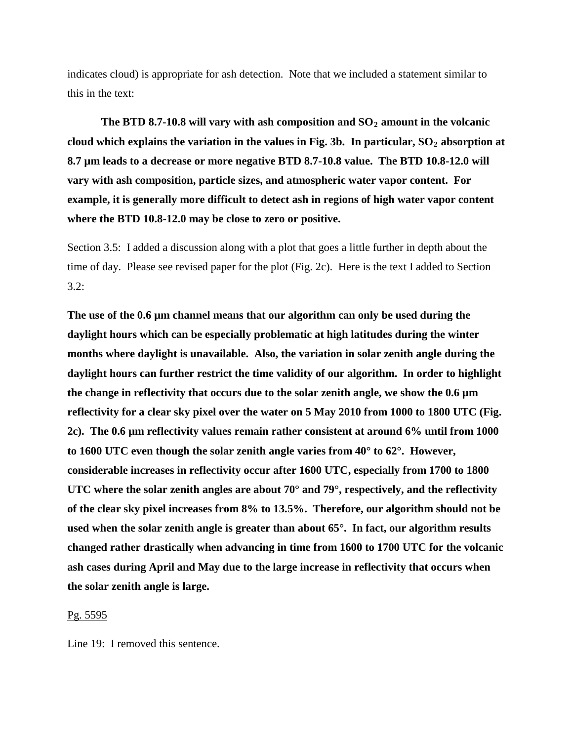indicates cloud) is appropriate for ash detection. Note that we included a statement similar to this in the text:

**The BTD 8.7-10.8 will vary with ash composition and $SO_2$ amount in the volcanic cloud which explains the variation in the values in Fig. 3b. In particular, $SO_2$ absorption at 8.7 µm leads to a decrease or more negative BTD 8.7-10.8 value. The BTD 10.8-12.0 will vary with ash composition, particle sizes, and atmospheric water vapor content. For example, it is generally more difficult to detect ash in regions of high water vapor content where the BTD 10.8-12.0 may be close to zero or positive.**

Section 3.5: I added a discussion along with a plot that goes a little further in depth about the time of day. Please see revised paper for the plot (Fig. 2c). Here is the text I added to Section 3.2:

**The use of the 0.6 µm channel means that our algorithm can only be used during the daylight hours which can be especially problematic at high latitudes during the winter months where daylight is unavailable. Also, the variation in solar zenith angle during the daylight hours can further restrict the time validity of our algorithm. In order to highlight the change in reflectivity that occurs due to the solar zenith angle, we show the 0.6 µm reflectivity for a clear sky pixel over the water on 5 May 2010 from 1000 to 1800 UTC (Fig. 2c). The 0.6 µm reflectivity values remain rather consistent at around 6% until from 1000 to 1600 UTC even though the solar zenith angle varies from 40° to 62°. However, considerable increases in reflectivity occur after 1600 UTC, especially from 1700 to 1800 UTC where the solar zenith angles are about 70° and 79°, respectively, and the reflectivity of the clear sky pixel increases from 8% to 13.5%. Therefore, our algorithm should not be used when the solar zenith angle is greater than about 65°. In fact, our algorithm results changed rather drastically when advancing in time from 1600 to 1700 UTC for the volcanic ash cases during April and May due to the large increase in reflectivity that occurs when the solar zenith angle is large.**

<u>Pg. 5595</u>

Line 19: I removed this sentence.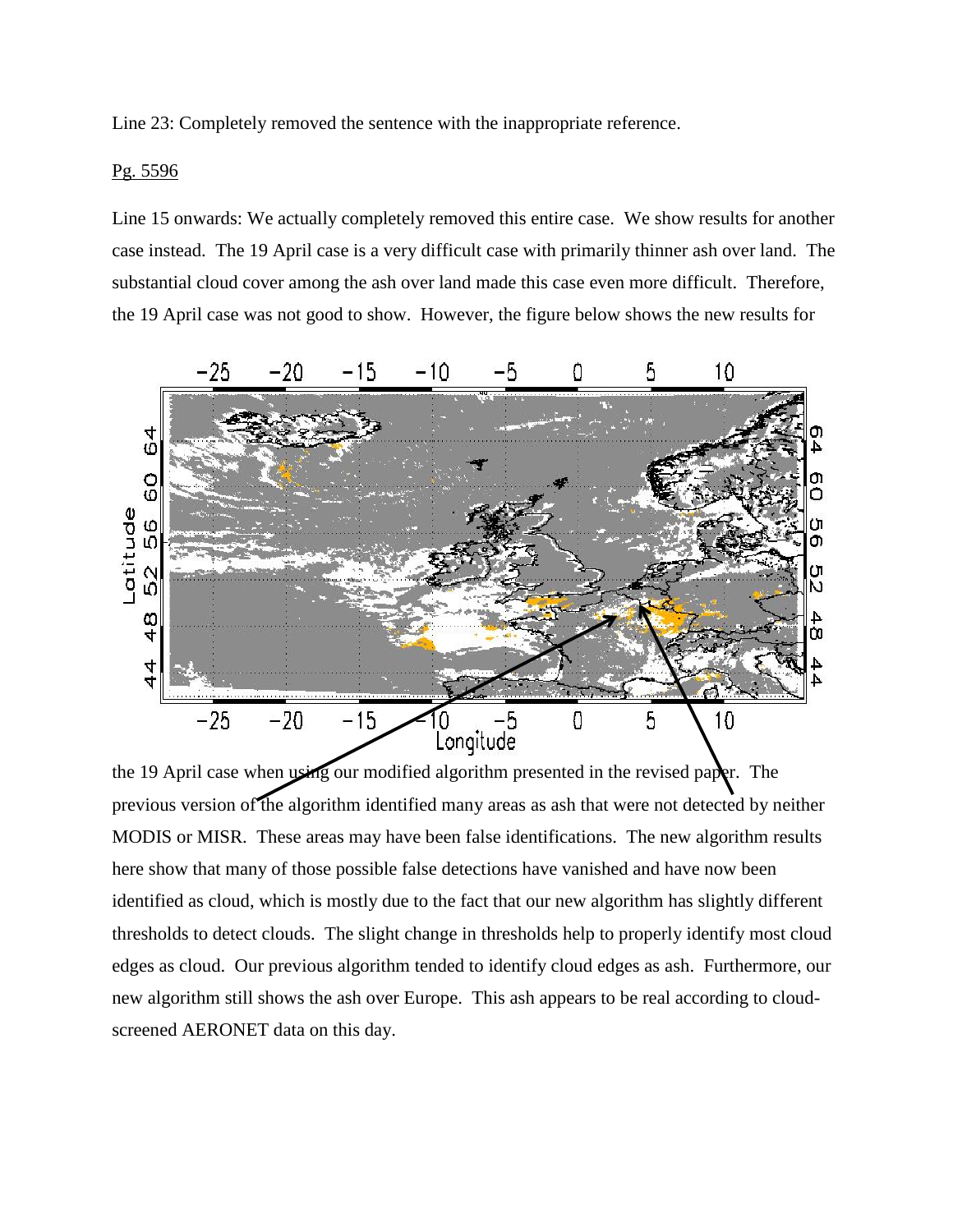Line 23: Completely removed the sentence with the inappropriate reference.

Pg. 5596

Line 15 onwards: We actually completely removed this entire case. We show results for another case instead. The 19 April case is a very difficult case with primarily thinner ash over land. The substantial cloud cover among the ash over land made this case even more difficult. Therefore, the 19 April case was not good to show. However, the figure below shows the new results for the 19 April case when using our modified algorithm presented in the revised paper. The previous version of the algorithm identified many areas as ash that were not detected by neither MODIS or MISR. These areas may have been false identifications. The new algorithm results here show that many of those possible false detections have vanished and have now been identified as cloud, which is mostly due to the fact that our new algorithm has slightly different thresholds to detect clouds. The slight change in thresholds help to properly identify most cloud edges as cloud. Our previous algorithm tended to identify cloud edges as ash. Furthermore, our new algorithm still shows the ash over Europe. This ash appears to be real according to cloud-screened AERONET data on this day.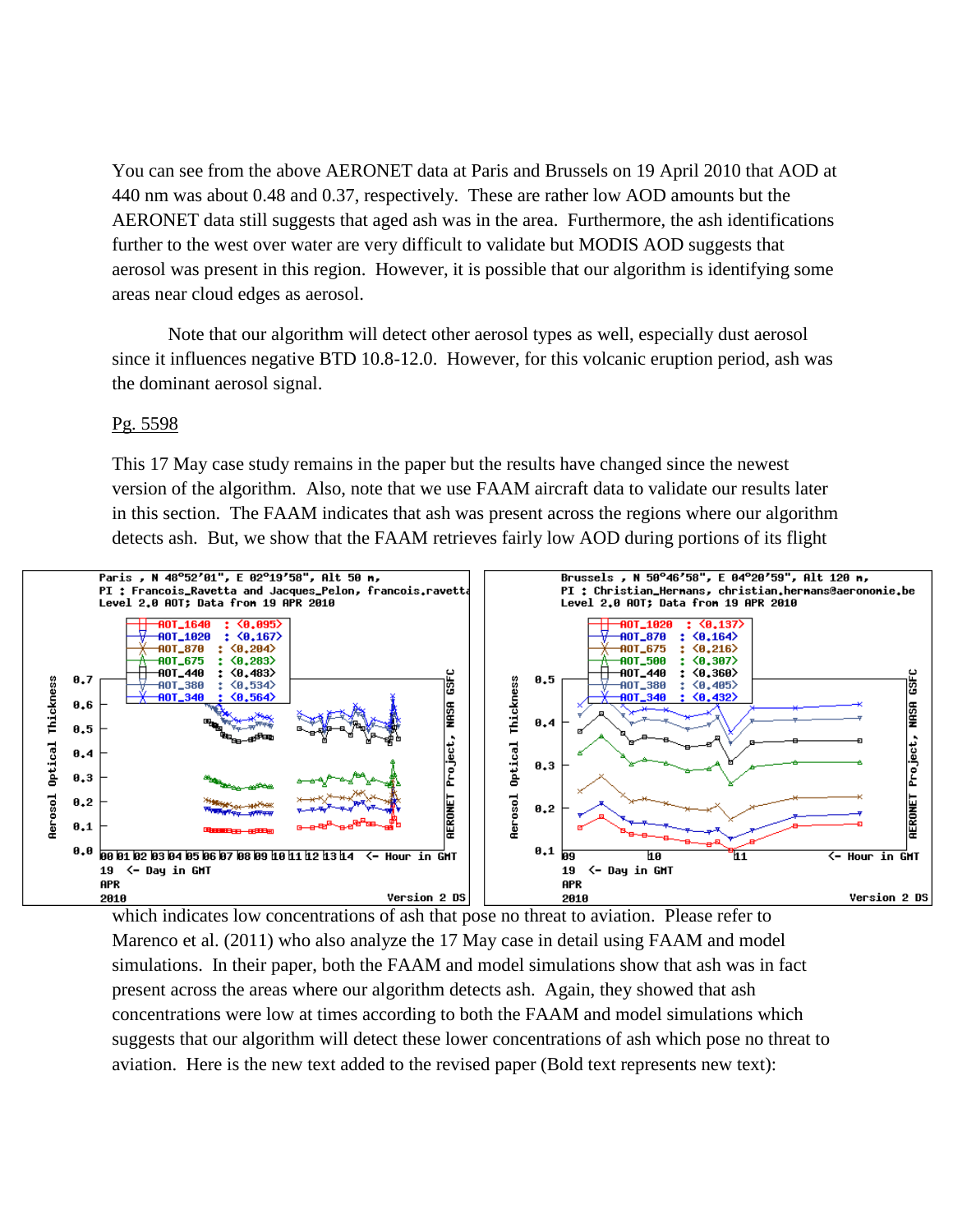You can see from the above AERONET data at Paris and Brussels on 19 April 2010 that AOD at 440 nm was about 0.48 and 0.37, respectively. These are rather low AOD amounts but the AERONET data still suggests that aged ash was in the area. Furthermore, the ash identifications further to the west over water are very difficult to validate but MODIS AOD suggests that aerosol was present in this region. However, it is possible that our algorithm is identifying some areas near cloud edges as aerosol.

Note that our algorithm will detect other aerosol types as well, especially dust aerosol since it influences negative BTD 10.8-12.0. However, for this volcanic eruption period, ash was the dominant aerosol signal.

Pg. 5598

This 17 May case study remains in the paper but the results have changed since the newest version of the algorithm. Also, note that we use FAAM aircraft data to validate our results later in this section. The FAAM indicates that ash was present across the regions where our algorithm detects ash. But, we show that the FAAM retrieves fairly low AOD during portions of its flight which indicates low concentrations of ash that pose no threat to aviation. Please refer to Marenco et al. (2011) who also analyze the 17 May case in detail using FAAM and model simulations. In their paper, both the FAAM and model simulations show that ash was in fact present across the areas where our algorithm detects ash. Again, they showed that ash concentrations were low at times according to both the FAAM and model simulations which suggests that our algorithm will detect these lower concentrations of ash which pose no threat to aviation. Here is the new text added to the revised paper (Bold text represents new text):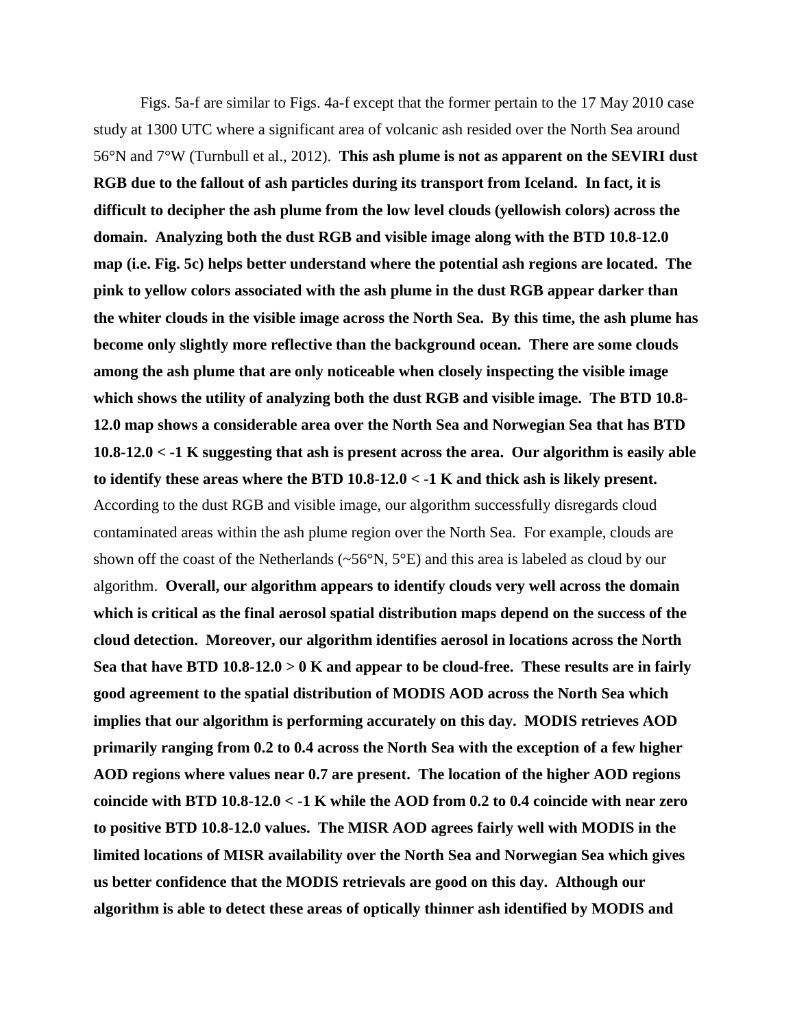Figs. 5a-f are similar to Figs. 4a-f except that the former pertain to the 17 May 2010 case study at 1300 UTC where a significant area of volcanic ash resided over the North Sea around 56°N and 7°W (Turnbull et al., 2012). **This ash plume is not as apparent on the SEVIRI dust RGB due to the fallout of ash particles during its transport from Iceland. In fact, it is difficult to decipher the ash plume from the low level clouds (yellowish colors) across the domain. Analyzing both the dust RGB and visible image along with the BTD 10.8-12.0 map (i.e. Fig. 5c) helps better understand where the potential ash regions are located. The pink to yellow colors associated with the ash plume in the dust RGB appear darker than the whiter clouds in the visible image across the North Sea. By this time, the ash plume has become only slightly more reflective than the background ocean. There are some clouds among the ash plume that are only noticeable when closely inspecting the visible image which shows the utility of analyzing both the dust RGB and visible image. The BTD 10.8-12.0 map shows a considerable area over the North Sea and Norwegian Sea that has BTD 10.8-12.0 < -1 K suggesting that ash is present across the area. Our algorithm is easily able to identify these areas where the BTD 10.8-12.0 < -1 K and thick ash is likely present.** According to the dust RGB and visible image, our algorithm successfully disregards cloud contaminated areas within the ash plume region over the North Sea. For example, clouds are shown off the coast of the Netherlands (~56°N, 5°E) and this area is labeled as cloud by our algorithm. **Overall, our algorithm appears to identify clouds very well across the domain which is critical as the final aerosol spatial distribution maps depend on the success of the cloud detection. Moreover, our algorithm identifies aerosol in locations across the North Sea that have BTD 10.8-12.0 > 0 K and appear to be cloud-free. These results are in fairly good agreement to the spatial distribution of MODIS AOD across the North Sea which implies that our algorithm is performing accurately on this day. MODIS retrieves AOD primarily ranging from 0.2 to 0.4 across the North Sea with the exception of a few higher AOD regions where values near 0.7 are present. The location of the higher AOD regions coincide with BTD 10.8-12.0 < -1 K while the AOD from 0.2 to 0.4 coincide with near zero to positive BTD 10.8-12.0 values. The MISR AOD agrees fairly well with MODIS in the limited locations of MISR availability over the North Sea and Norwegian Sea which gives us better confidence that the MODIS retrievals are good on this day. Although our algorithm is able to detect these areas of optically thinner ash identified by MODIS and**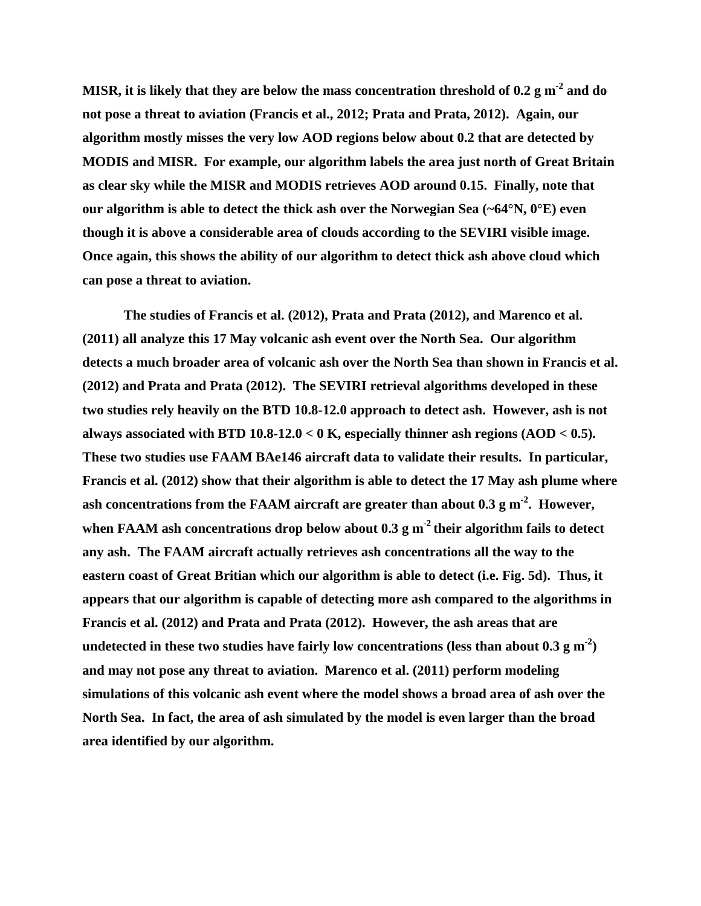**MISR, it is likely that they are below the mass concentration threshold of 0.2 g m$^{-2}$ and do not pose a threat to aviation (Francis et al., 2012; Prata and Prata, 2012). Again, our algorithm mostly misses the very low AOD regions below about 0.2 that are detected by MODIS and MISR. For example, our algorithm labels the area just north of Great Britain as clear sky while the MISR and MODIS retrieves AOD around 0.15. Finally, note that our algorithm is able to detect the thick ash over the Norwegian Sea (~64°N, 0°E) even though it is above a considerable area of clouds according to the SEVIRI visible image. Once again, this shows the ability of our algorithm to detect thick ash above cloud which can pose a threat to aviation.**

**The studies of Francis et al. (2012), Prata and Prata (2012), and Marenco et al. (2011) all analyze this 17 May volcanic ash event over the North Sea. Our algorithm detects a much broader area of volcanic ash over the North Sea than shown in Francis et al. (2012) and Prata and Prata (2012). The SEVIRI retrieval algorithms developed in these two studies rely heavily on the BTD 10.8-12.0 approach to detect ash. However, ash is not always associated with BTD 10.8-12.0 < 0 K, especially thinner ash regions (AOD < 0.5). These two studies use FAAM BAe146 aircraft data to validate their results. In particular, Francis et al. (2012) show that their algorithm is able to detect the 17 May ash plume where ash concentrations from the FAAM aircraft are greater than about 0.3 g m$^{-2}$. However, when FAAM ash concentrations drop below about 0.3 g m$^{-2}$ their algorithm fails to detect any ash. The FAAM aircraft actually retrieves ash concentrations all the way to the eastern coast of Great Britian which our algorithm is able to detect (i.e. Fig. 5d). Thus, it appears that our algorithm is capable of detecting more ash compared to the algorithms in Francis et al. (2012) and Prata and Prata (2012). However, the ash areas that are undetected in these two studies have fairly low concentrations (less than about 0.3 g m$^{-2}$) and may not pose any threat to aviation. Marenco et al. (2011) perform modeling simulations of this volcanic ash event where the model shows a broad area of ash over the North Sea. In fact, the area of ash simulated by the model is even larger than the broad area identified by our algorithm.**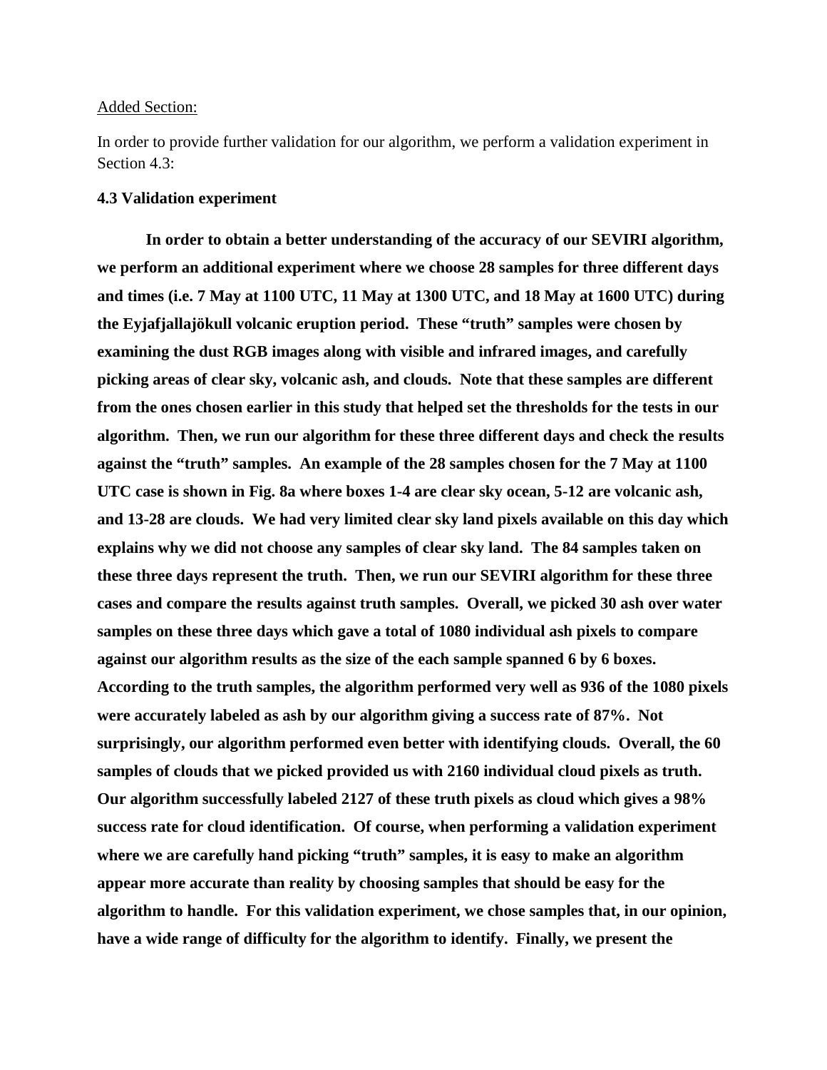Added Section:

In order to provide further validation for our algorithm, we perform a validation experiment in Section 4.3:

**4.3 Validation experiment**

**In order to obtain a better understanding of the accuracy of our SEVIRI algorithm, we perform an additional experiment where we choose 28 samples for three different days and times (i.e. 7 May at 1100 UTC, 11 May at 1300 UTC, and 18 May at 1600 UTC) during the Eyjafjallajökull volcanic eruption period. These "truth" samples were chosen by examining the dust RGB images along with visible and infrared images, and carefully picking areas of clear sky, volcanic ash, and clouds. Note that these samples are different from the ones chosen earlier in this study that helped set the thresholds for the tests in our algorithm. Then, we run our algorithm for these three different days and check the results against the "truth" samples. An example of the 28 samples chosen for the 7 May at 1100 UTC case is shown in Fig. 8a where boxes 1-4 are clear sky ocean, 5-12 are volcanic ash, and 13-28 are clouds. We had very limited clear sky land pixels available on this day which explains why we did not choose any samples of clear sky land. The 84 samples taken on these three days represent the truth. Then, we run our SEVIRI algorithm for these three cases and compare the results against truth samples. Overall, we picked 30 ash over water samples on these three days which gave a total of 1080 individual ash pixels to compare against our algorithm results as the size of the each sample spanned 6 by 6 boxes. According to the truth samples, the algorithm performed very well as 936 of the 1080 pixels were accurately labeled as ash by our algorithm giving a success rate of 87%. Not surprisingly, our algorithm performed even better with identifying clouds. Overall, the 60 samples of clouds that we picked provided us with 2160 individual cloud pixels as truth. Our algorithm successfully labeled 2127 of these truth pixels as cloud which gives a 98% success rate for cloud identification. Of course, when performing a validation experiment where we are carefully hand picking "truth" samples, it is easy to make an algorithm appear more accurate than reality by choosing samples that should be easy for the algorithm to handle. For this validation experiment, we chose samples that, in our opinion, have a wide range of difficulty for the algorithm to identify. Finally, we present the**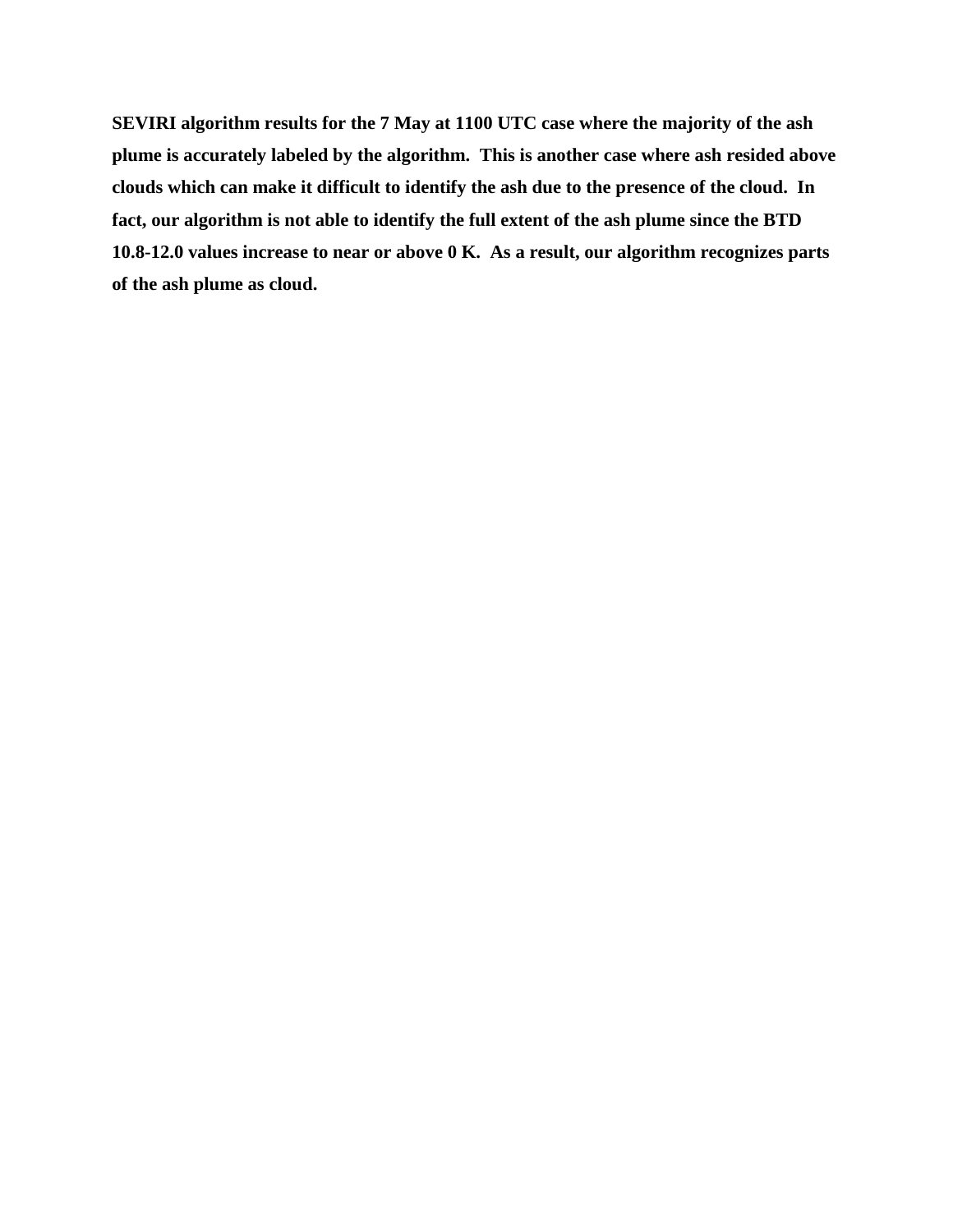**SEVIRI algorithm results for the 7 May at 1100 UTC case where the majority of the ash plume is accurately labeled by the algorithm. This is another case where ash resided above clouds which can make it difficult to identify the ash due to the presence of the cloud. In fact, our algorithm is not able to identify the full extent of the ash plume since the BTD 10.8-12.0 values increase to near or above 0 K. As a result, our algorithm recognizes parts of the ash plume as cloud.**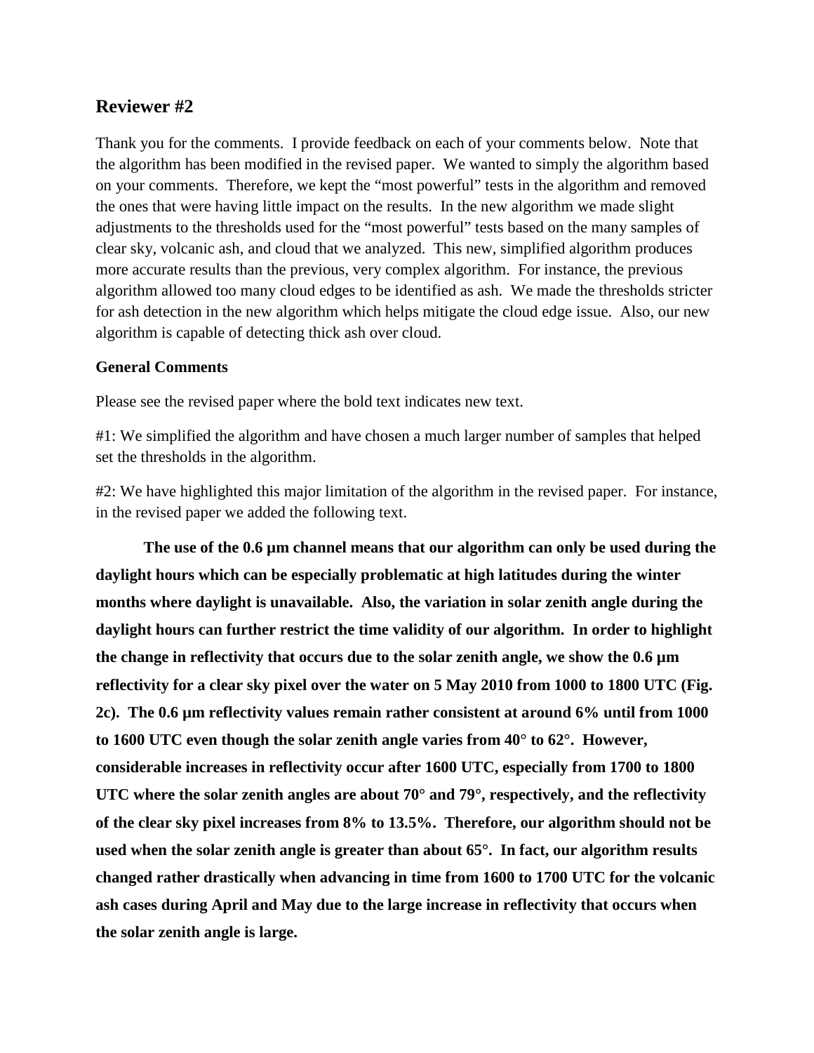## Reviewer #2

Thank you for the comments. I provide feedback on each of your comments below. Note that the algorithm has been modified in the revised paper. We wanted to simply the algorithm based on your comments. Therefore, we kept the "most powerful" tests in the algorithm and removed the ones that were having little impact on the results. In the new algorithm we made slight adjustments to the thresholds used for the "most powerful" tests based on the many samples of clear sky, volcanic ash, and cloud that we analyzed. This new, simplified algorithm produces more accurate results than the previous, very complex algorithm. For instance, the previous algorithm allowed too many cloud edges to be identified as ash. We made the thresholds stricter for ash detection in the new algorithm which helps mitigate the cloud edge issue. Also, our new algorithm is capable of detecting thick ash over cloud.

### General Comments

Please see the revised paper where the bold text indicates new text.

#1: We simplified the algorithm and have chosen a much larger number of samples that helped set the thresholds in the algorithm.

#2: We have highlighted this major limitation of the algorithm in the revised paper. For instance, in the revised paper we added the following text.

**The use of the 0.6 µm channel means that our algorithm can only be used during the daylight hours which can be especially problematic at high latitudes during the winter months where daylight is unavailable. Also, the variation in solar zenith angle during the daylight hours can further restrict the time validity of our algorithm. In order to highlight the change in reflectivity that occurs due to the solar zenith angle, we show the 0.6 µm reflectivity for a clear sky pixel over the water on 5 May 2010 from 1000 to 1800 UTC (Fig. 2c). The 0.6 µm reflectivity values remain rather consistent at around 6% until from 1000 to 1600 UTC even though the solar zenith angle varies from 40° to 62°. However, considerable increases in reflectivity occur after 1600 UTC, especially from 1700 to 1800 UTC where the solar zenith angles are about 70° and 79°, respectively, and the reflectivity of the clear sky pixel increases from 8% to 13.5%. Therefore, our algorithm should not be used when the solar zenith angle is greater than about 65°. In fact, our algorithm results changed rather drastically when advancing in time from 1600 to 1700 UTC for the volcanic ash cases during April and May due to the large increase in reflectivity that occurs when the solar zenith angle is large.**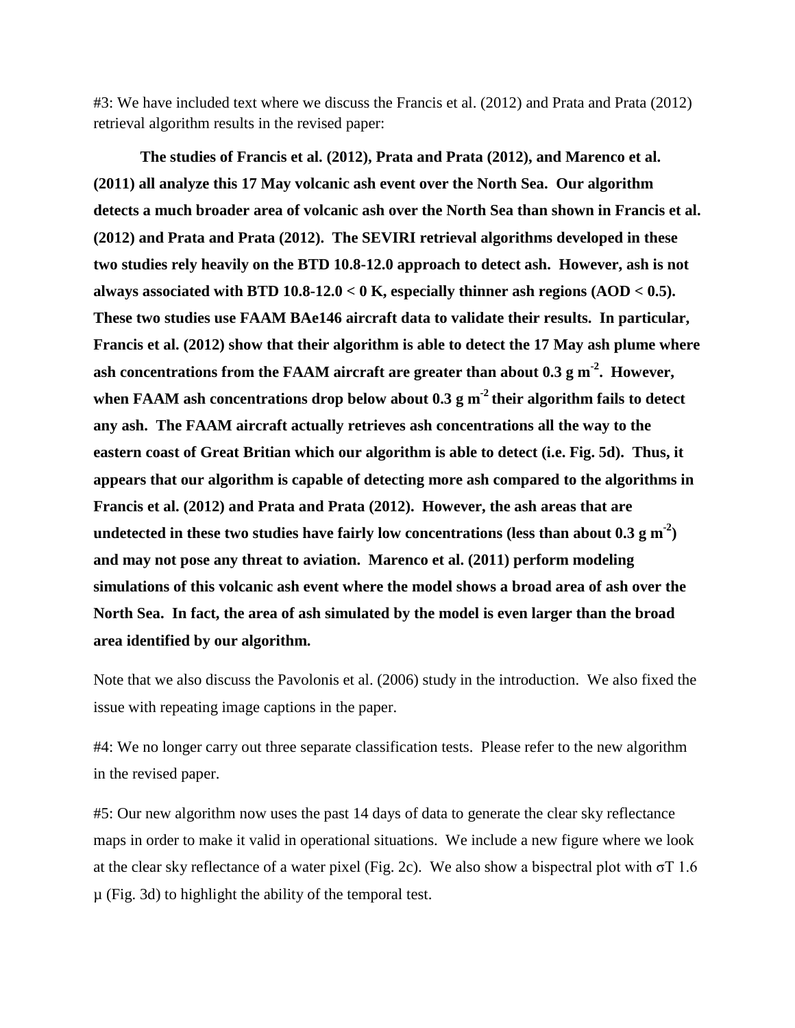#3: We have included text where we discuss the Francis et al. (2012) and Prata and Prata (2012) retrieval algorithm results in the revised paper:

**The studies of Francis et al. (2012), Prata and Prata (2012), and Marenco et al. (2011) all analyze this 17 May volcanic ash event over the North Sea. Our algorithm detects a much broader area of volcanic ash over the North Sea than shown in Francis et al. (2012) and Prata and Prata (2012). The SEVIRI retrieval algorithms developed in these two studies rely heavily on the BTD 10.8-12.0 approach to detect ash. However, ash is not always associated with BTD 10.8-12.0 < 0 K, especially thinner ash regions (AOD < 0.5). These two studies use FAAM BAe146 aircraft data to validate their results. In particular, Francis et al. (2012) show that their algorithm is able to detect the 17 May ash plume where ash concentrations from the FAAM aircraft are greater than about 0.3 g m$^{-2}$. However, when FAAM ash concentrations drop below about 0.3 g m$^{-2}$ their algorithm fails to detect any ash. The FAAM aircraft actually retrieves ash concentrations all the way to the eastern coast of Great Britian which our algorithm is able to detect (i.e. Fig. 5d). Thus, it appears that our algorithm is capable of detecting more ash compared to the algorithms in Francis et al. (2012) and Prata and Prata (2012). However, the ash areas that are undetected in these two studies have fairly low concentrations (less than about 0.3 g m$^{-2}$) and may not pose any threat to aviation. Marenco et al. (2011) perform modeling simulations of this volcanic ash event where the model shows a broad area of ash over the North Sea. In fact, the area of ash simulated by the model is even larger than the broad area identified by our algorithm.**

Note that we also discuss the Pavolonis et al. (2006) study in the introduction. We also fixed the issue with repeating image captions in the paper.

#4: We no longer carry out three separate classification tests. Please refer to the new algorithm in the revised paper.

#5: Our new algorithm now uses the past 14 days of data to generate the clear sky reflectance maps in order to make it valid in operational situations. We include a new figure where we look at the clear sky reflectance of a water pixel (Fig. 2c). We also show a bispectral plot with $\sigma$T 1.6 µ (Fig. 3d) to highlight the ability of the temporal test.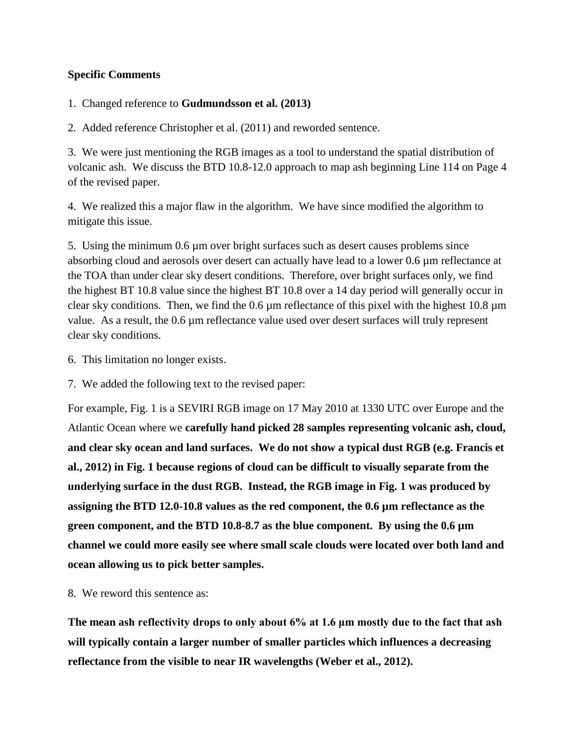**Specific Comments**

1. Changed reference to **Gudmundsson et al. (2013)**

2. Added reference Christopher et al. (2011) and reworded sentence.

3. We were just mentioning the RGB images as a tool to understand the spatial distribution of volcanic ash. We discuss the BTD 10.8-12.0 approach to map ash beginning Line 114 on Page 4 of the revised paper.

4. We realized this a major flaw in the algorithm. We have since modified the algorithm to mitigate this issue.

5. Using the minimum 0.6 µm over bright surfaces such as desert causes problems since absorbing cloud and aerosols over desert can actually have lead to a lower 0.6 µm reflectance at the TOA than under clear sky desert conditions. Therefore, over bright surfaces only, we find the highest BT 10.8 value since the highest BT 10.8 over a 14 day period will generally occur in clear sky conditions. Then, we find the 0.6 µm reflectance of this pixel with the highest 10.8 µm value. As a result, the 0.6 µm reflectance value used over desert surfaces will truly represent clear sky conditions.

6. This limitation no longer exists.

7. We added the following text to the revised paper:

For example, Fig. 1 is a SEVIRI RGB image on 17 May 2010 at 1330 UTC over Europe and the Atlantic Ocean where we **carefully hand picked 28 samples representing volcanic ash, cloud, and clear sky ocean and land surfaces. We do not show a typical dust RGB (e.g. Francis et al., 2012) in Fig. 1 because regions of cloud can be difficult to visually separate from the underlying surface in the dust RGB. Instead, the RGB image in Fig. 1 was produced by assigning the BTD 12.0-10.8 values as the red component, the 0.6 µm reflectance as the green component, and the BTD 10.8-8.7 as the blue component. By using the 0.6 µm channel we could more easily see where small scale clouds were located over both land and ocean allowing us to pick better samples.**

8. We reword this sentence as:

**The mean ash reflectivity drops to only about 6% at 1.6 µm mostly due to the fact that ash will typically contain a larger number of smaller particles which influences a decreasing reflectance from the visible to near IR wavelengths (Weber et al., 2012).**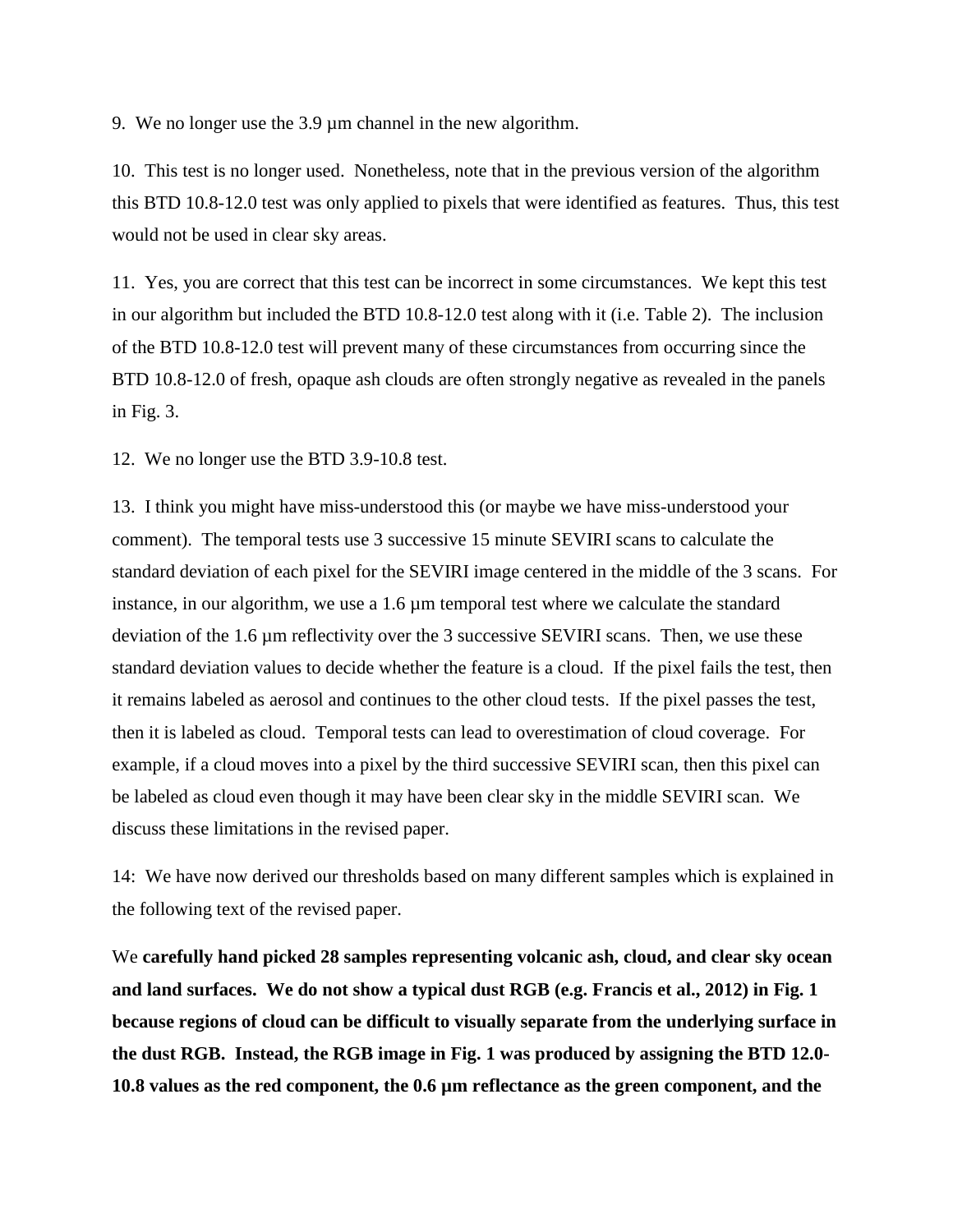9. We no longer use the 3.9 μm channel in the new algorithm.

10. This test is no longer used. Nonetheless, note that in the previous version of the algorithm this BTD 10.8-12.0 test was only applied to pixels that were identified as features. Thus, this test would not be used in clear sky areas.

11. Yes, you are correct that this test can be incorrect in some circumstances. We kept this test in our algorithm but included the BTD 10.8-12.0 test along with it (i.e. Table 2). The inclusion of the BTD 10.8-12.0 test will prevent many of these circumstances from occurring since the BTD 10.8-12.0 of fresh, opaque ash clouds are often strongly negative as revealed in the panels in Fig. 3.

12. We no longer use the BTD 3.9-10.8 test.

13. I think you might have miss-understood this (or maybe we have miss-understood your comment). The temporal tests use 3 successive 15 minute SEVIRI scans to calculate the standard deviation of each pixel for the SEVIRI image centered in the middle of the 3 scans. For instance, in our algorithm, we use a 1.6 μm temporal test where we calculate the standard deviation of the 1.6 μm reflectivity over the 3 successive SEVIRI scans. Then, we use these standard deviation values to decide whether the feature is a cloud. If the pixel fails the test, then it remains labeled as aerosol and continues to the other cloud tests. If the pixel passes the test, then it is labeled as cloud. Temporal tests can lead to overestimation of cloud coverage. For example, if a cloud moves into a pixel by the third successive SEVIRI scan, then this pixel can be labeled as cloud even though it may have been clear sky in the middle SEVIRI scan. We discuss these limitations in the revised paper.

14: We have now derived our thresholds based on many different samples which is explained in the following text of the revised paper.

We **carefully hand picked 28 samples representing volcanic ash, cloud, and clear sky ocean and land surfaces. We do not show a typical dust RGB (e.g. Francis et al., 2012) in Fig. 1 because regions of cloud can be difficult to visually separate from the underlying surface in the dust RGB. Instead, the RGB image in Fig. 1 was produced by assigning the BTD 12.0-10.8 values as the red component, the 0.6 μm reflectance as the green component, and the**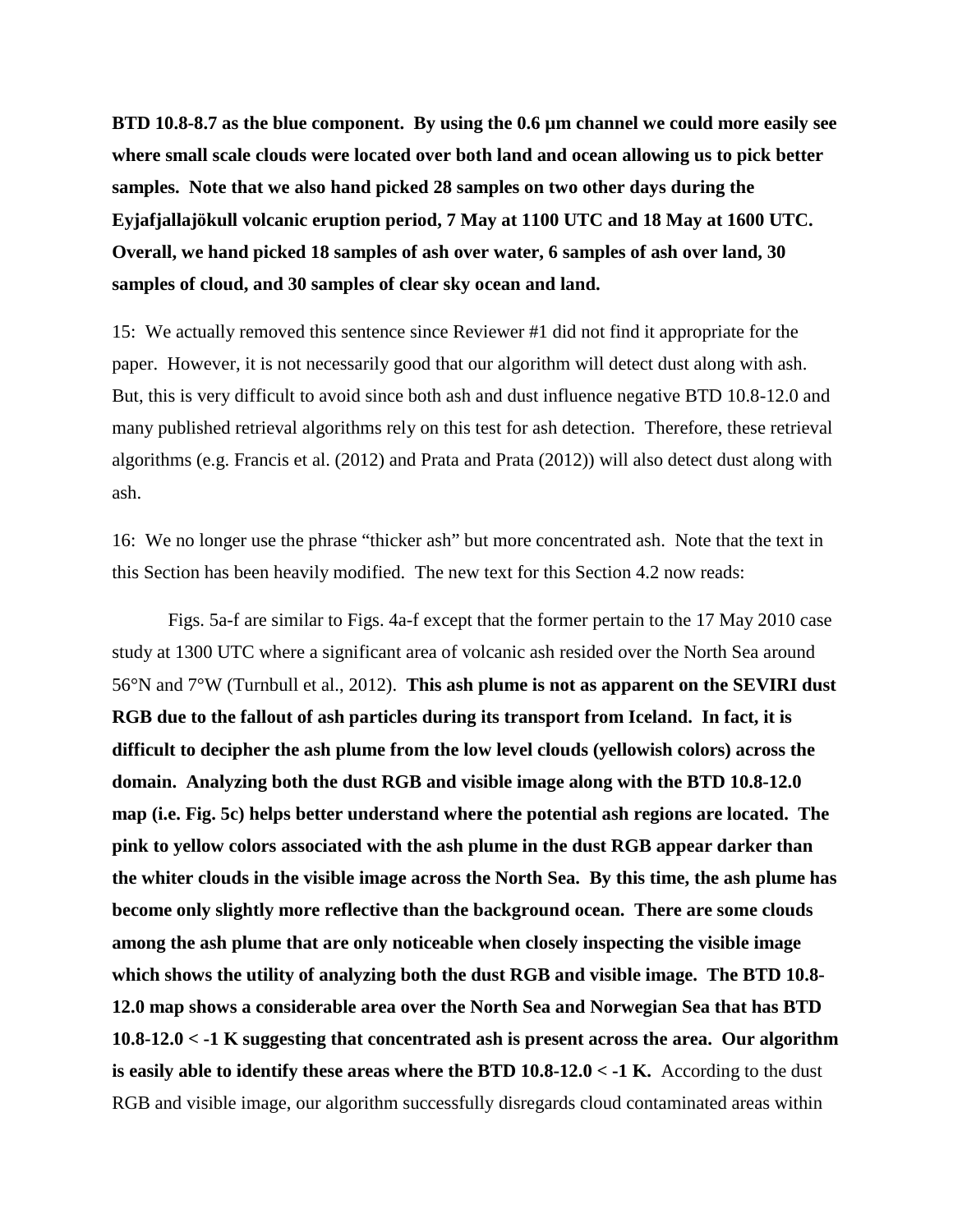**BTD 10.8-8.7 as the blue component. By using the 0.6 µm channel we could more easily see where small scale clouds were located over both land and ocean allowing us to pick better samples. Note that we also hand picked 28 samples on two other days during the Eyjafjallajökull volcanic eruption period, 7 May at 1100 UTC and 18 May at 1600 UTC. Overall, we hand picked 18 samples of ash over water, 6 samples of ash over land, 30 samples of cloud, and 30 samples of clear sky ocean and land.**

15: We actually removed this sentence since Reviewer #1 did not find it appropriate for the paper. However, it is not necessarily good that our algorithm will detect dust along with ash. But, this is very difficult to avoid since both ash and dust influence negative BTD 10.8-12.0 and many published retrieval algorithms rely on this test for ash detection. Therefore, these retrieval algorithms (e.g. Francis et al. (2012) and Prata and Prata (2012)) will also detect dust along with ash.

16: We no longer use the phrase "thicker ash" but more concentrated ash. Note that the text in this Section has been heavily modified. The new text for this Section 4.2 now reads:

Figs. 5a-f are similar to Figs. 4a-f except that the former pertain to the 17 May 2010 case study at 1300 UTC where a significant area of volcanic ash resided over the North Sea around 56°N and 7°W (Turnbull et al., 2012). **This ash plume is not as apparent on the SEVIRI dust RGB due to the fallout of ash particles during its transport from Iceland. In fact, it is difficult to decipher the ash plume from the low level clouds (yellowish colors) across the domain. Analyzing both the dust RGB and visible image along with the BTD 10.8-12.0 map (i.e. Fig. 5c) helps better understand where the potential ash regions are located. The pink to yellow colors associated with the ash plume in the dust RGB appear darker than the whiter clouds in the visible image across the North Sea. By this time, the ash plume has become only slightly more reflective than the background ocean. There are some clouds among the ash plume that are only noticeable when closely inspecting the visible image which shows the utility of analyzing both the dust RGB and visible image. The BTD 10.8-12.0 map shows a considerable area over the North Sea and Norwegian Sea that has BTD 10.8-12.0 < -1 K suggesting that concentrated ash is present across the area. Our algorithm is easily able to identify these areas where the BTD 10.8-12.0 < -1 K.** According to the dust RGB and visible image, our algorithm successfully disregards cloud contaminated areas within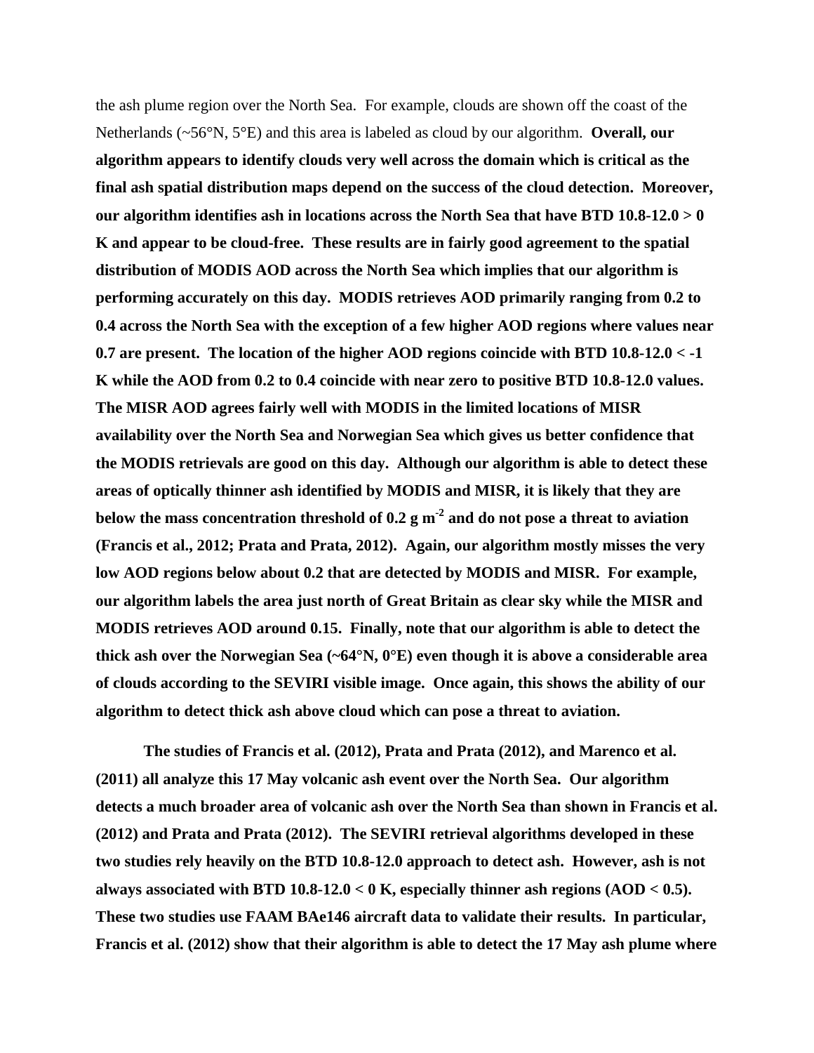the ash plume region over the North Sea. For example, clouds are shown off the coast of the Netherlands (~56°N, 5°E) and this area is labeled as cloud by our algorithm. **Overall, our algorithm appears to identify clouds very well across the domain which is critical as the final ash spatial distribution maps depend on the success of the cloud detection. Moreover, our algorithm identifies ash in locations across the North Sea that have BTD 10.8-12.0 > 0 K and appear to be cloud-free. These results are in fairly good agreement to the spatial distribution of MODIS AOD across the North Sea which implies that our algorithm is performing accurately on this day. MODIS retrieves AOD primarily ranging from 0.2 to 0.4 across the North Sea with the exception of a few higher AOD regions where values near 0.7 are present. The location of the higher AOD regions coincide with BTD 10.8-12.0 < -1 K while the AOD from 0.2 to 0.4 coincide with near zero to positive BTD 10.8-12.0 values. The MISR AOD agrees fairly well with MODIS in the limited locations of MISR availability over the North Sea and Norwegian Sea which gives us better confidence that the MODIS retrievals are good on this day. Although our algorithm is able to detect these areas of optically thinner ash identified by MODIS and MISR, it is likely that they are below the mass concentration threshold of 0.2 g m$^{-2}$ and do not pose a threat to aviation (Francis et al., 2012; Prata and Prata, 2012). Again, our algorithm mostly misses the very low AOD regions below about 0.2 that are detected by MODIS and MISR. For example, our algorithm labels the area just north of Great Britain as clear sky while the MISR and MODIS retrieves AOD around 0.15. Finally, note that our algorithm is able to detect the thick ash over the Norwegian Sea (~64°N, 0°E) even though it is above a considerable area of clouds according to the SEVIRI visible image. Once again, this shows the ability of our algorithm to detect thick ash above cloud which can pose a threat to aviation.**

**The studies of Francis et al. (2012), Prata and Prata (2012), and Marenco et al. (2011) all analyze this 17 May volcanic ash event over the North Sea. Our algorithm detects a much broader area of volcanic ash over the North Sea than shown in Francis et al. (2012) and Prata and Prata (2012). The SEVIRI retrieval algorithms developed in these two studies rely heavily on the BTD 10.8-12.0 approach to detect ash. However, ash is not always associated with BTD 10.8-12.0 < 0 K, especially thinner ash regions (AOD < 0.5). These two studies use FAAM BAe146 aircraft data to validate their results. In particular, Francis et al. (2012) show that their algorithm is able to detect the 17 May ash plume where**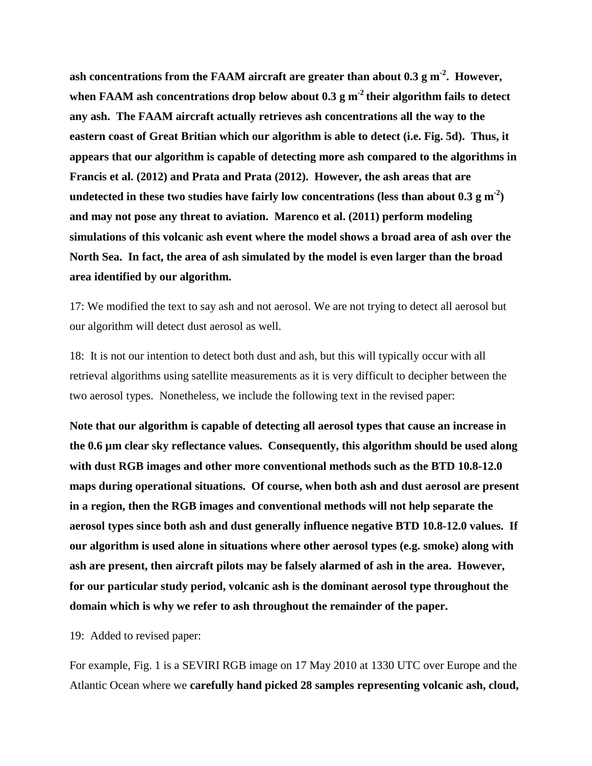**ash concentrations from the FAAM aircraft are greater than about 0.3 g m$^{-2}$. However, when FAAM ash concentrations drop below about 0.3 g m$^{-2}$ their algorithm fails to detect any ash. The FAAM aircraft actually retrieves ash concentrations all the way to the eastern coast of Great Britian which our algorithm is able to detect (i.e. Fig. 5d). Thus, it appears that our algorithm is capable of detecting more ash compared to the algorithms in Francis et al. (2012) and Prata and Prata (2012). However, the ash areas that are undetected in these two studies have fairly low concentrations (less than about 0.3 g m$^{-2}$) and may not pose any threat to aviation. Marenco et al. (2011) perform modeling simulations of this volcanic ash event where the model shows a broad area of ash over the North Sea. In fact, the area of ash simulated by the model is even larger than the broad area identified by our algorithm.**

17: We modified the text to say ash and not aerosol. We are not trying to detect all aerosol but our algorithm will detect dust aerosol as well.

18: It is not our intention to detect both dust and ash, but this will typically occur with all retrieval algorithms using satellite measurements as it is very difficult to decipher between the two aerosol types. Nonetheless, we include the following text in the revised paper:

**Note that our algorithm is capable of detecting all aerosol types that cause an increase in the 0.6 µm clear sky reflectance values. Consequently, this algorithm should be used along with dust RGB images and other more conventional methods such as the BTD 10.8-12.0 maps during operational situations. Of course, when both ash and dust aerosol are present in a region, then the RGB images and conventional methods will not help separate the aerosol types since both ash and dust generally influence negative BTD 10.8-12.0 values. If our algorithm is used alone in situations where other aerosol types (e.g. smoke) along with ash are present, then aircraft pilots may be falsely alarmed of ash in the area. However, for our particular study period, volcanic ash is the dominant aerosol type throughout the domain which is why we refer to ash throughout the remainder of the paper.**

19: Added to revised paper:

For example, Fig. 1 is a SEVIRI RGB image on 17 May 2010 at 1330 UTC over Europe and the Atlantic Ocean where we **carefully hand picked 28 samples representing volcanic ash, cloud,**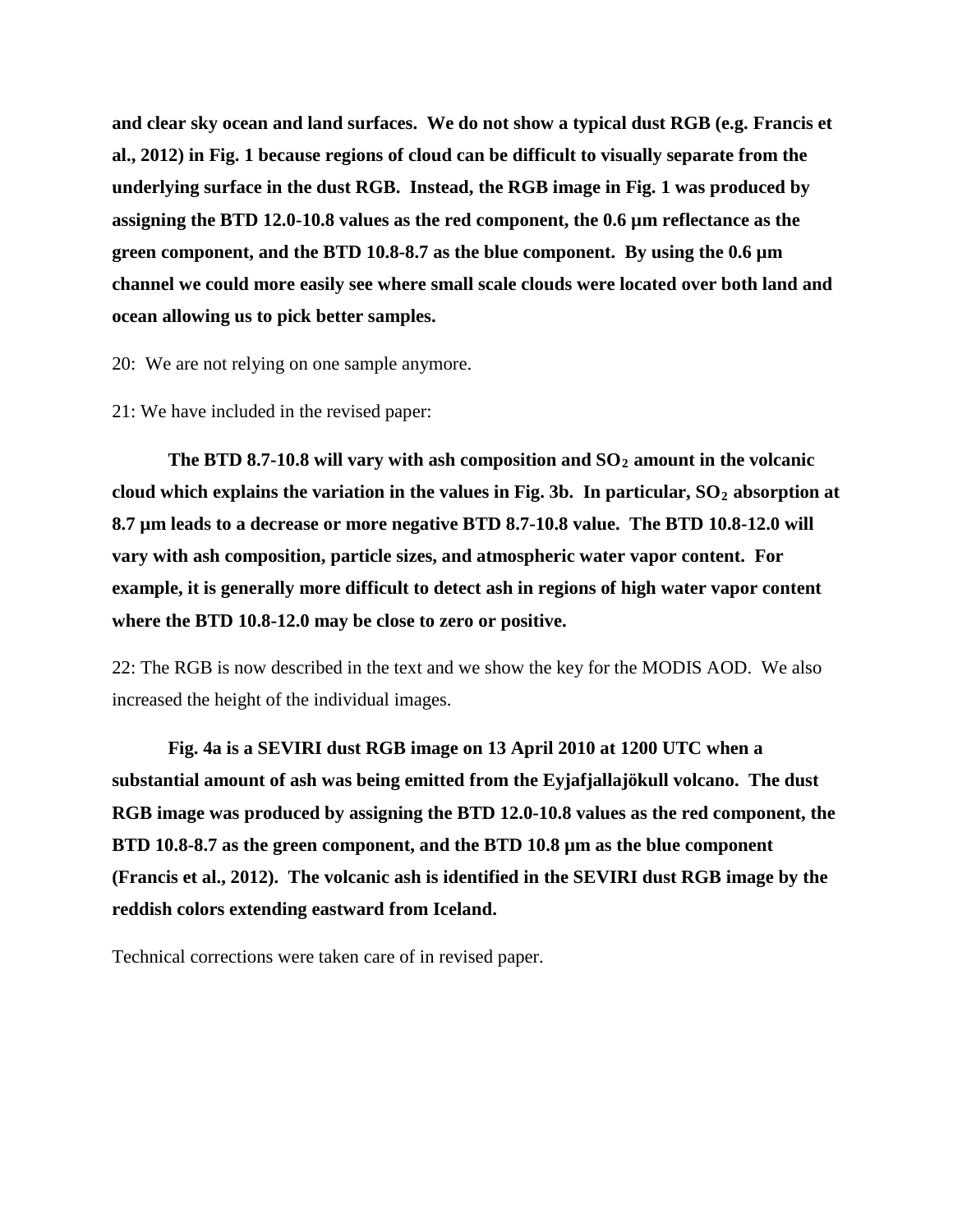**and clear sky ocean and land surfaces. We do not show a typical dust RGB (e.g. Francis et al., 2012) in Fig. 1 because regions of cloud can be difficult to visually separate from the underlying surface in the dust RGB. Instead, the RGB image in Fig. 1 was produced by assigning the BTD 12.0-10.8 values as the red component, the 0.6 µm reflectance as the green component, and the BTD 10.8-8.7 as the blue component. By using the 0.6 µm channel we could more easily see where small scale clouds were located over both land and ocean allowing us to pick better samples.**

20: We are not relying on one sample anymore.

21: We have included in the revised paper:

**The BTD 8.7-10.8 will vary with ash composition and $SO_2$ amount in the volcanic cloud which explains the variation in the values in Fig. 3b. In particular, $SO_2$ absorption at 8.7 µm leads to a decrease or more negative BTD 8.7-10.8 value. The BTD 10.8-12.0 will vary with ash composition, particle sizes, and atmospheric water vapor content. For example, it is generally more difficult to detect ash in regions of high water vapor content where the BTD 10.8-12.0 may be close to zero or positive.**

22: The RGB is now described in the text and we show the key for the MODIS AOD. We also increased the height of the individual images.

**Fig. 4a is a SEVIRI dust RGB image on 13 April 2010 at 1200 UTC when a substantial amount of ash was being emitted from the Eyjafjallajökull volcano. The dust RGB image was produced by assigning the BTD 12.0-10.8 values as the red component, the BTD 10.8-8.7 as the green component, and the BTD 10.8 µm as the blue component (Francis et al., 2012). The volcanic ash is identified in the SEVIRI dust RGB image by the reddish colors extending eastward from Iceland.**

Technical corrections were taken care of in revised paper.